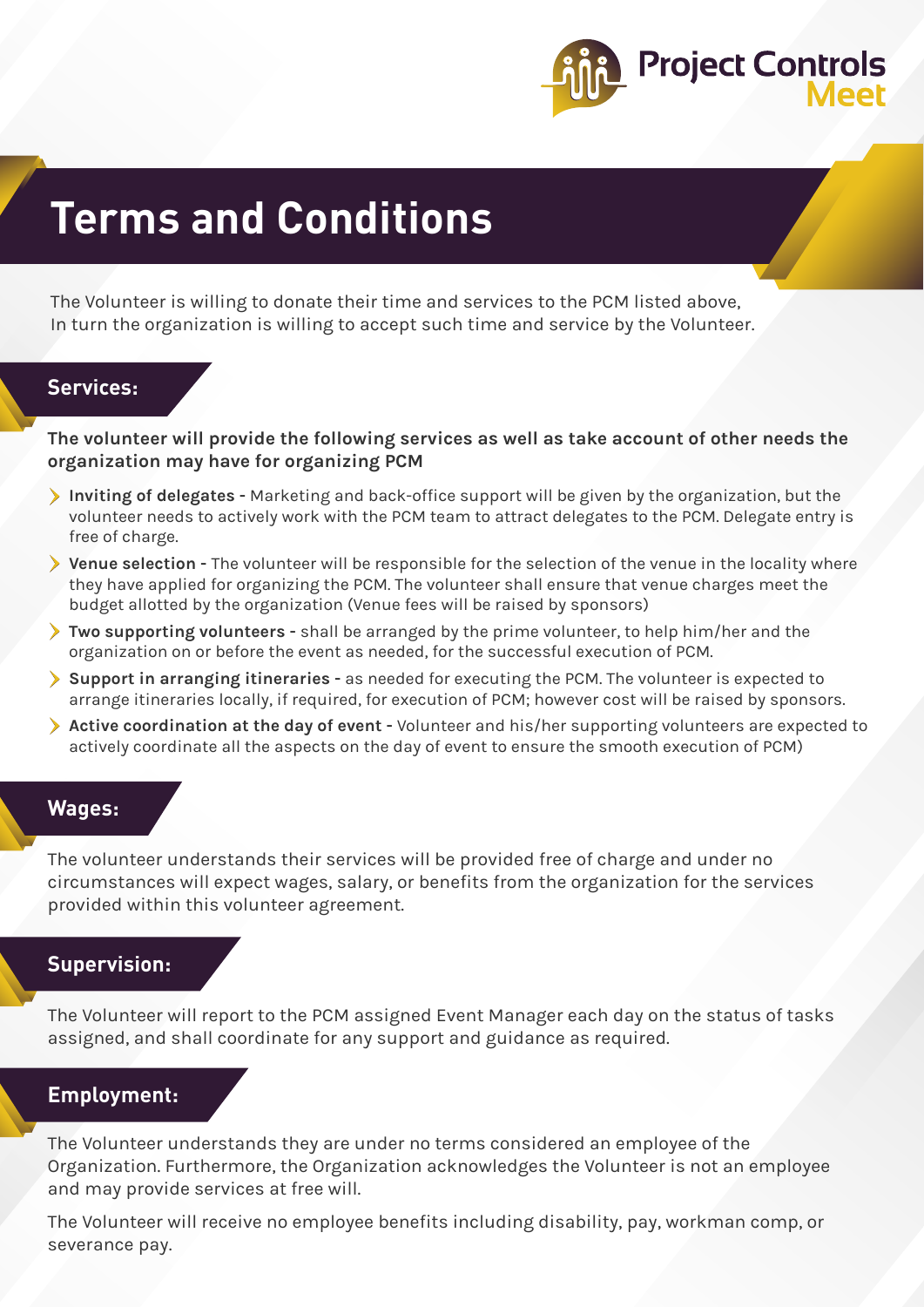# Terms and Conditions

The Volunteer is willing to donate their time and services to the PCM listed above, In turn the organization is willing to accept such time and service by the Volunteer.

## Services:

**The volunteer will provide the following services as well as take account of other needs the organization may have for organizing PCM**

- **Inviting of delegates -** Marketing and back-office support will be given by the organization, but the volunteer needs to actively work with the PCM team to attract delegates to the PCM. Delegate entry is free of charge.
- **Venue selection -** The volunteer will be responsible for the selection of the venue in the locality where they have applied for organizing the PCM. The volunteer shall ensure that venue charges meet the budget allotted by the organization (Venue fees will be raised by sponsors)
- **Two supporting volunteers -** shall be arranged by the prime volunteer, to help him/her and the organization on or before the event as needed, for the successful execution of PCM.
- **Support in arranging itineraries -** as needed for executing the PCM. The volunteer is expected to arrange itineraries locally, if required, for execution of PCM; however cost will be raised by sponsors.
- **Active coordination at the day of event -** Volunteer and his/her supporting volunteers are expected to actively coordinate all the aspects on the day of event to ensure the smooth execution of PCM)

## Wages:

The volunteer understands their services will be provided free of charge and under no circumstances will expect wages, salary, or benefits from the organization for the services provided within this volunteer agreement.

## Supervision:

The Volunteer will report to the PCM assigned Event Manager each day on the status of tasks assigned, and shall coordinate for any support and guidance as required.

## Employment:

The Volunteer understands they are under no terms considered an employee of the Organization. Furthermore, the Organization acknowledges the Volunteer is not an employee and may provide services at free will.

The Volunteer will receive no employee benefits including disability, pay, workman comp, or severance pay.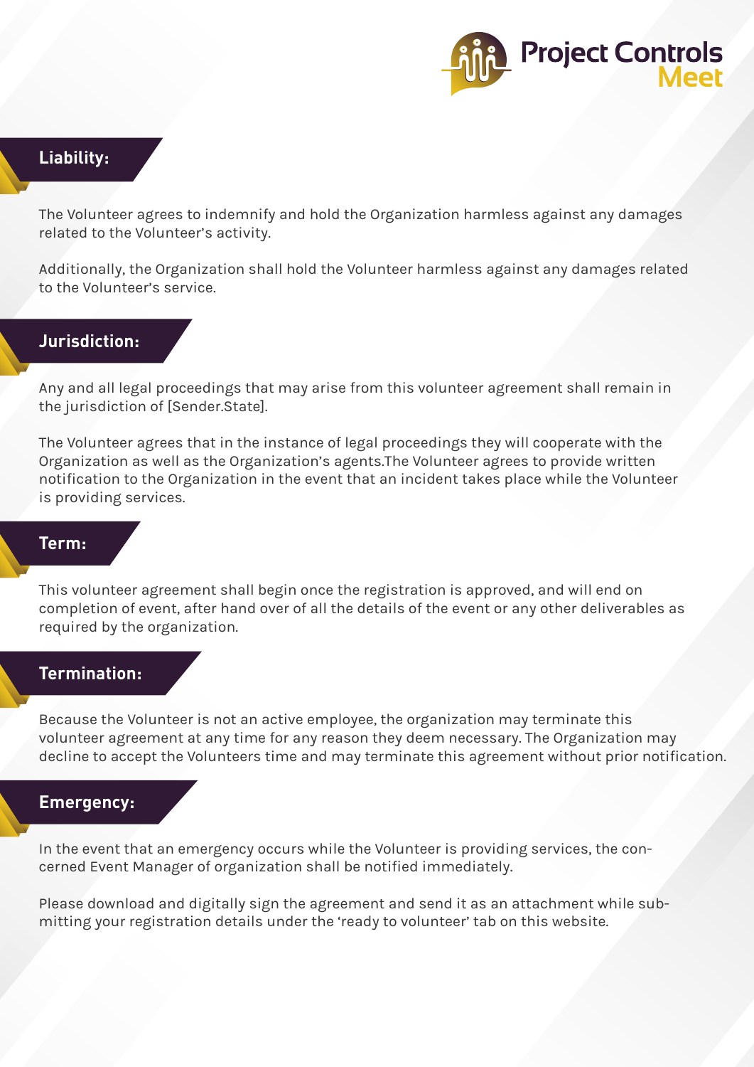## Liability:

The Volunteer agrees to indemnify and hold the Organization harmless against any damages related to the Volunteer's activity.

Additionally, the Organization shall hold the Volunteer harmless against any damages related to the Volunteer's service.

## Jurisdiction:

Any and all legal proceedings that may arise from this volunteer agreement shall remain in the jurisdiction of [Sender.State].

The Volunteer agrees that in the instance of legal proceedings they will cooperate with the Organization as well as the Organization's agents.The Volunteer agrees to provide written notification to the Organization in the event that an incident takes place while the Volunteer is providing services.

## Term:

This volunteer agreement shall begin once the registration is approved, and will end on completion of event, after hand over of all the details of the event or any other deliverables as required by the organization.

## Termination:

Because the Volunteer is not an active employee, the organization may terminate this volunteer agreement at any time for any reason they deem necessary. The Organization may decline to accept the Volunteers time and may terminate this agreement without prior notification.

## Emergency:

In the event that an emergency occurs while the Volunteer is providing services, the concerned Event Manager of organization shall be notified immediately.

Please download and digitally sign the agreement and send it as an attachment while submitting your registration details under the 'ready to volunteer' tab on this website.